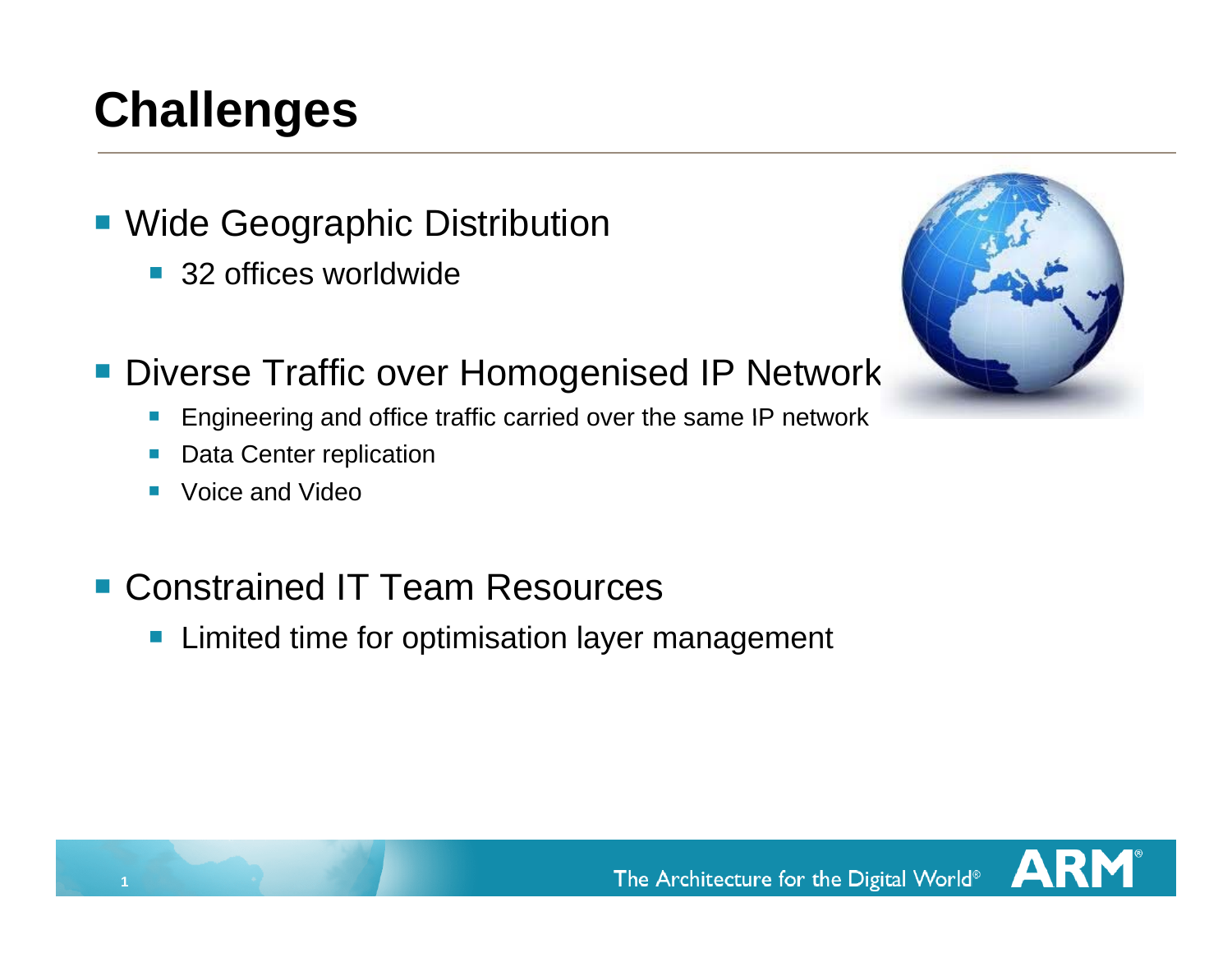# Challenges

- Wide Geographic Distribution
  - 32 offices worldwide
- Diverse Traffic over Homogenised IP Network
  - Engineering and office traffic carried over the same IP network
  - Data Center replication
  - Voice and Video
- Constrained IT Team Resources
  - Limited time for optimisation layer management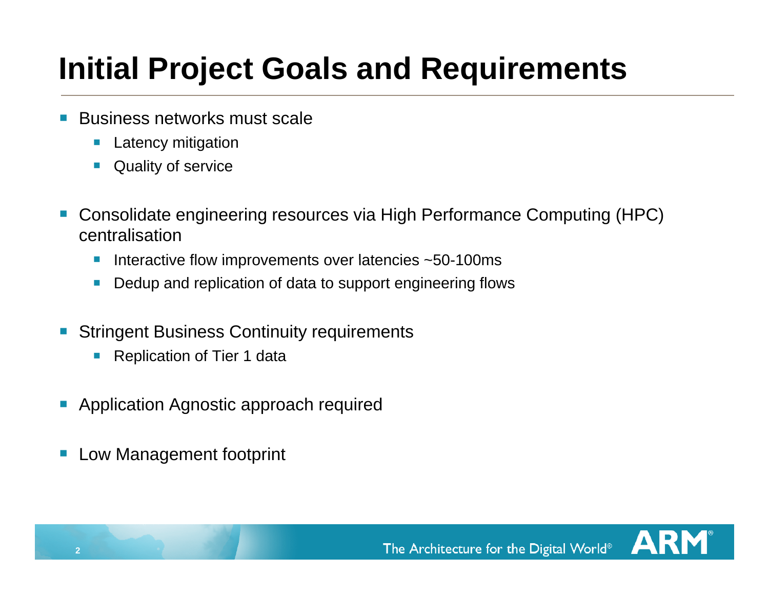# Initial Project Goals and Requirements

- Business networks must scale
  - Latency mitigation
  - Quality of service
- Consolidate engineering resources via High Performance Computing (HPC) centralisation
  - Interactive flow improvements over latencies ~50-100ms
  - Dedup and replication of data to support engineering flows
- Stringent Business Continuity requirements
  - Replication of Tier 1 data
- Application Agnostic approach required
- Low Management footprint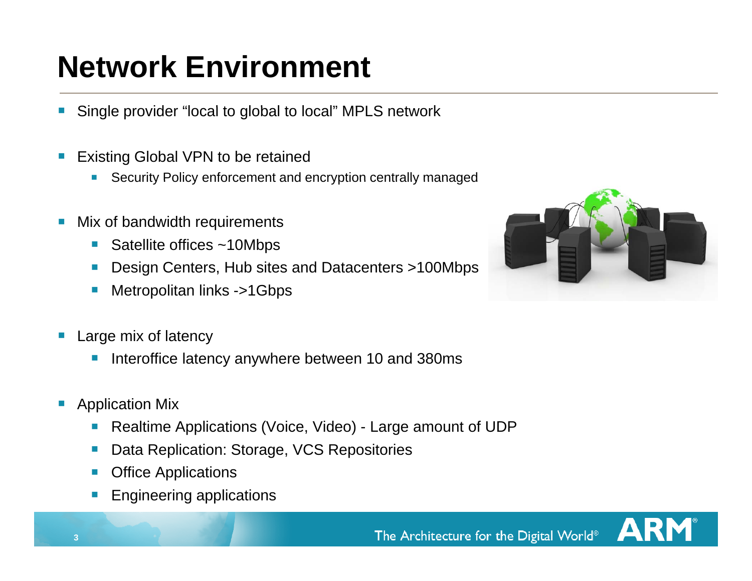# Network Environment

- Single provider "local to global to local" MPLS network
- Existing Global VPN to be retained
  - Security Policy enforcement and encryption centrally managed
- Mix of bandwidth requirements
  - Satellite offices ~10Mbps
  - Design Centers, Hub sites and Datacenters >100Mbps
  - Metropolitan links ->1Gbps
- Large mix of latency
  - Interoffice latency anywhere between 10 and 380ms
- Application Mix
  - Realtime Applications (Voice, Video) - Large amount of UDP
  - Data Replication: Storage, VCS Repositories
  - Office Applications
  - Engineering applications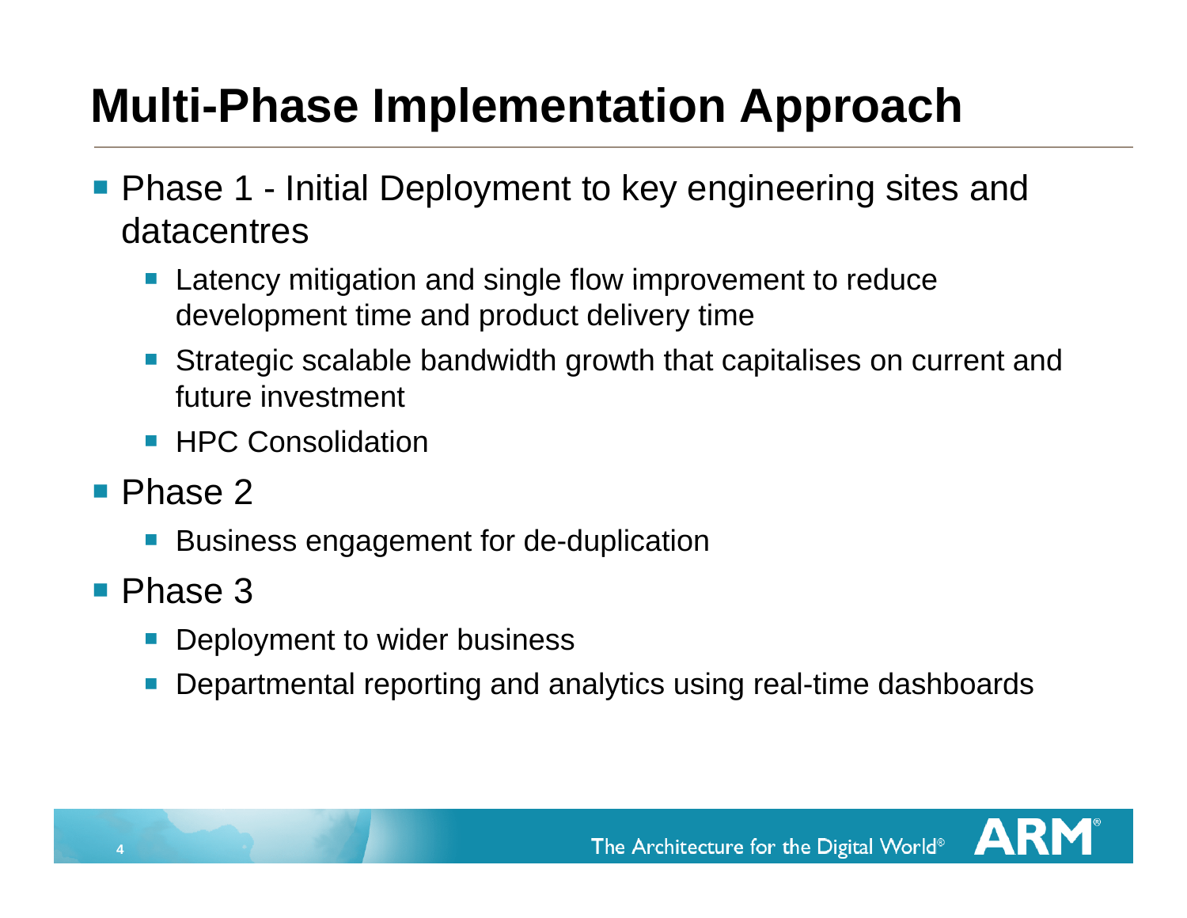# Multi-Phase Implementation Approach

- Phase 1 - Initial Deployment to key engineering sites and datacentres
  - Latency mitigation and single flow improvement to reduce development time and product delivery time
  - Strategic scalable bandwidth growth that capitalises on current and future investment
  - HPC Consolidation
- Phase 2
  - Business engagement for de-duplication
- Phase 3
  - Deployment to wider business
  - Departmental reporting and analytics using real-time dashboards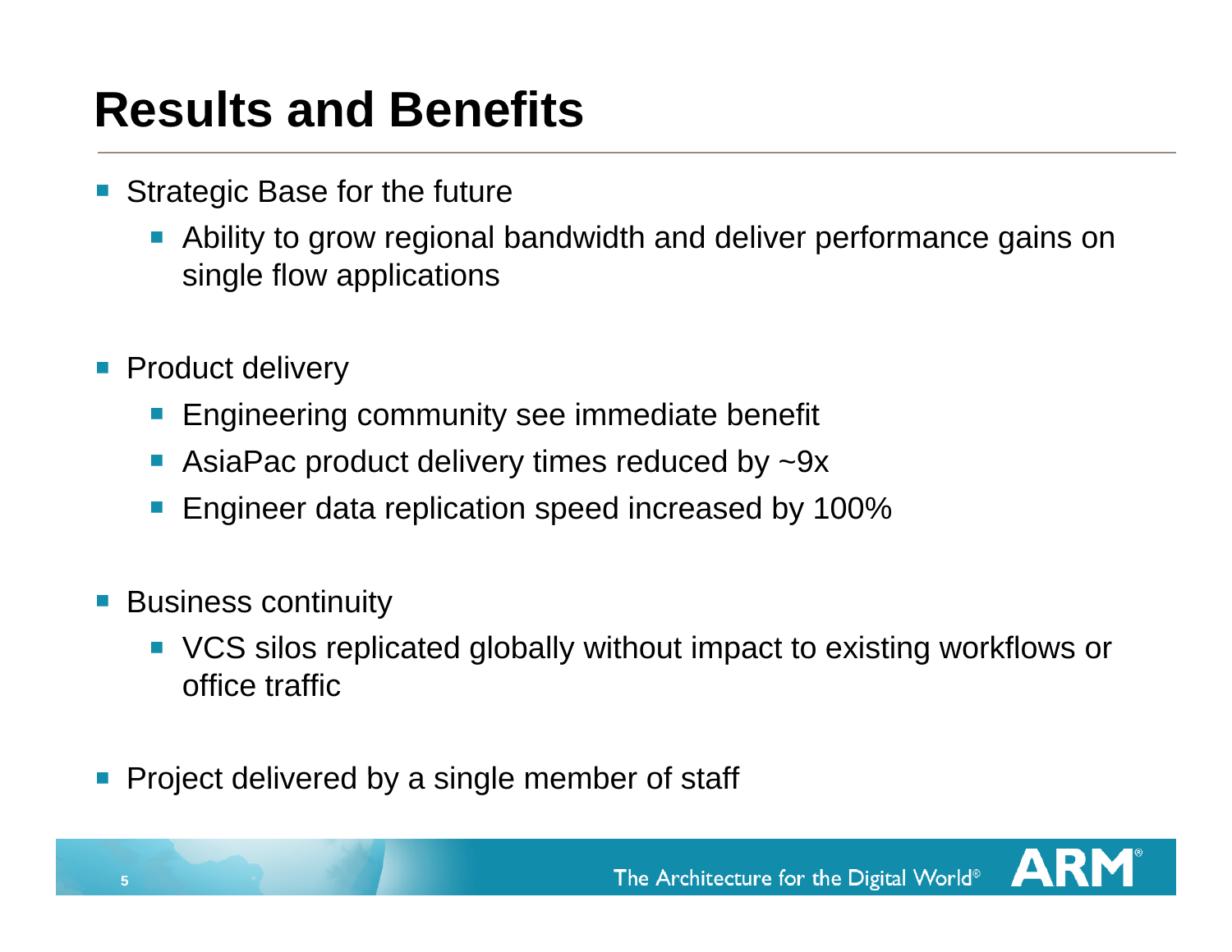# Results and Benefits

- Strategic Base for the future
  - Ability to grow regional bandwidth and deliver performance gains on single flow applications
- Product delivery
  - Engineering community see immediate benefit
  - AsiaPac product delivery times reduced by ~9x
  - Engineer data replication speed increased by 100%
- Business continuity
  - VCS silos replicated globally without impact to existing workflows or office traffic
- Project delivered by a single member of staff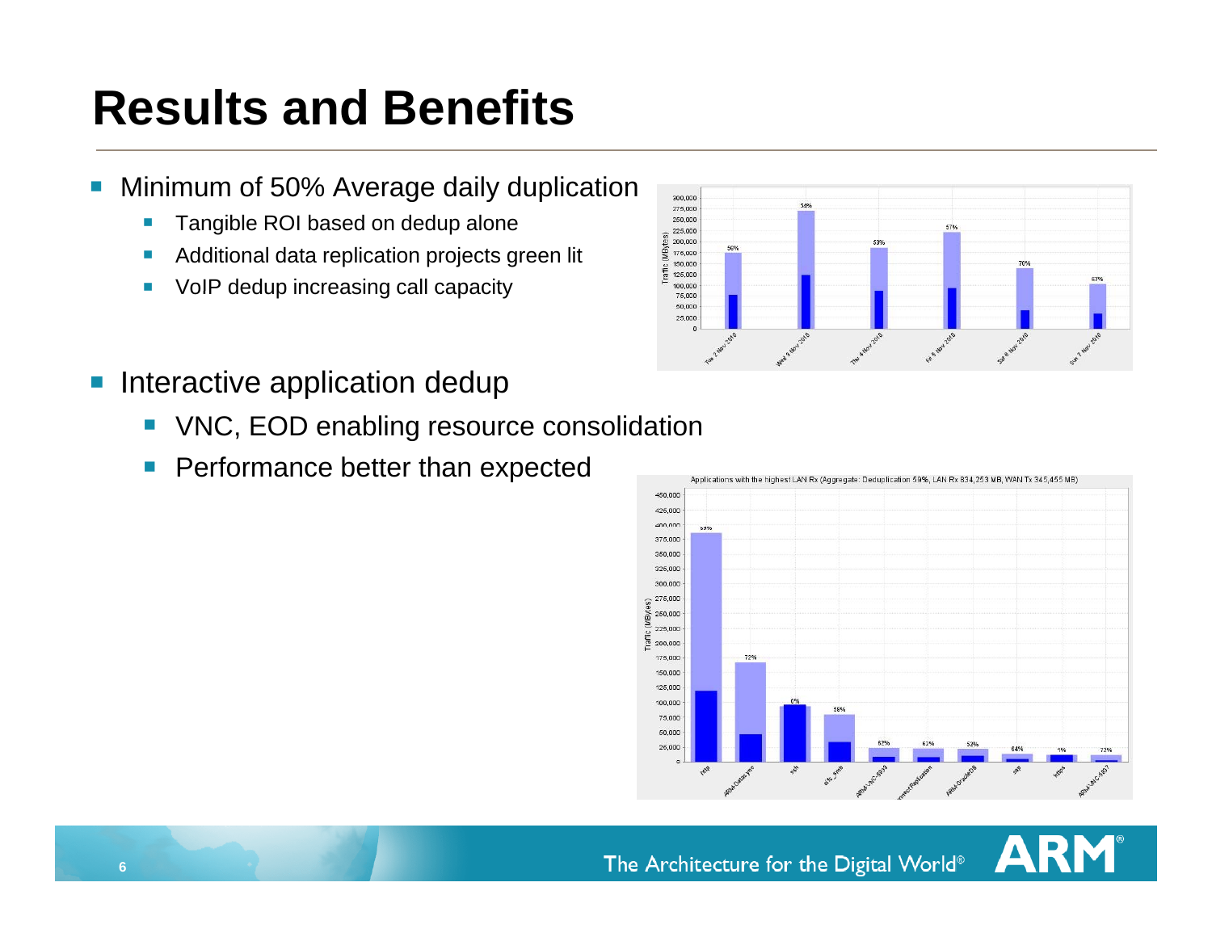# Results and Benefits

- Minimum of 50% Average daily duplication
  - Tangible ROI based on dedup alone
  - Additional data replication projects green lit
  - VoIP dedup increasing call capacity

- Interactive application dedup
  - VNC, EOD enabling resource consolidation
  - Performance better than expected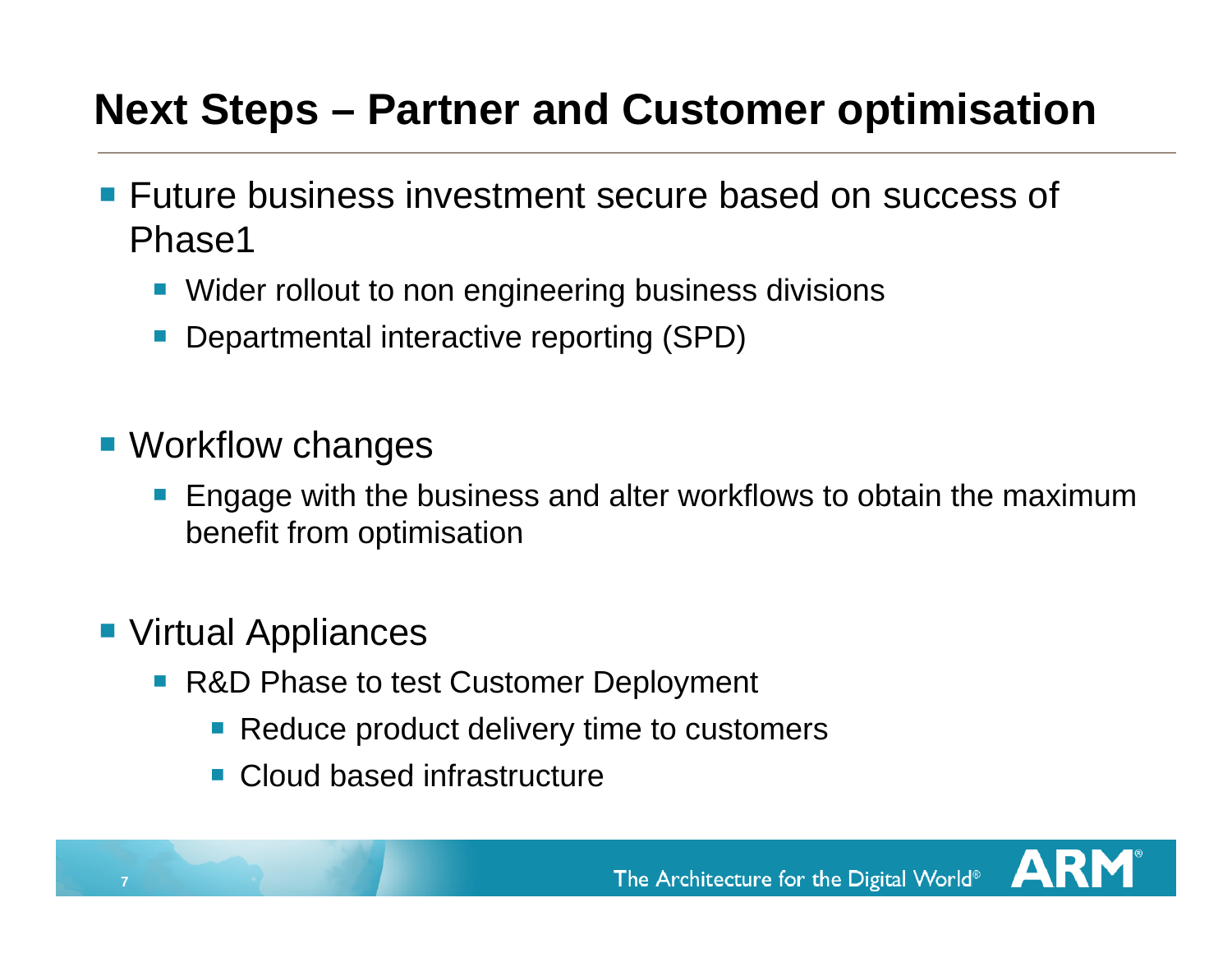# Next Steps – Partner and Customer optimisation

- Future business investment secure based on success of Phase1
  - Wider rollout to non engineering business divisions
  - Departmental interactive reporting (SPD)

- Workflow changes
  - Engage with the business and alter workflows to obtain the maximum benefit from optimisation

- Virtual Appliances
  - R&D Phase to test Customer Deployment
    - Reduce product delivery time to customers
    - Cloud based infrastructure